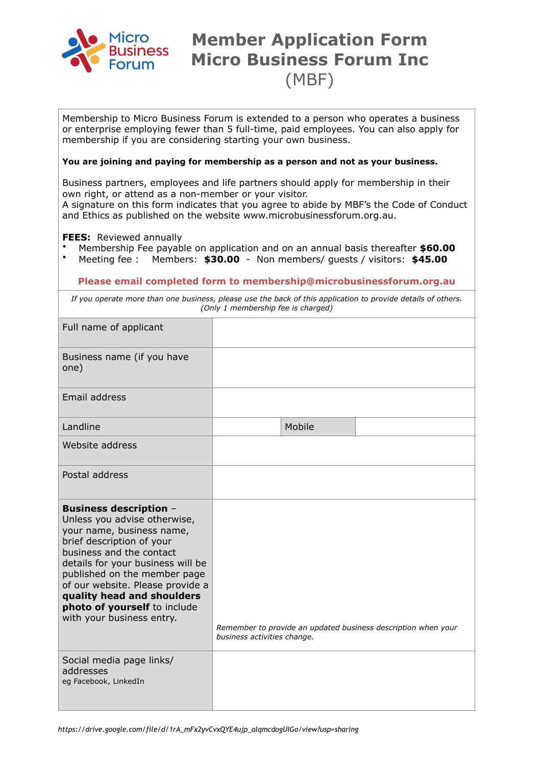Micro Business Forum

# Member Application Form
# Micro Business Forum Inc
## (MBF)

Membership to Micro Business Forum is extended to a person who operates a business or enterprise employing fewer than 5 full-time, paid employees. You can also apply for membership if you are considering starting your own business.

**You are joining and paying for membership as a person and not as your business.**

Business partners, employees and life partners should apply for membership in their own right, or attend as a non-member or your visitor.
A signature on this form indicates that you agree to abide by MBF's the Code of Conduct and Ethics as published on the website www.microbusinessforum.org.au.

**FEES:** Reviewed annually

- Membership Fee payable on application and on an annual basis thereafter **$60.00**
- Meeting fee : Members: **$30.00** - Non members/ guests / visitors: **$45.00**

**Please email completed form to membership@microbusinessforum.org.au**

*If you operate more than one business, please use the back of this application to provide details of others. (Only 1 membership fee is charged)*

| | | | |
|---|---|---|---|
| Full name of applicant | | | |
| Business name (if you have one) | | | |
| Email address | | | |
| Landline | | Mobile | |
| Website address | | | |
| Postal address | | | |
| **Business description** – Unless you advise otherwise, your name, business name, brief description of your business and the contact details for your business will be published on the member page of our website. Please provide a **quality head and shoulders photo of yourself** to include with your business entry. | *Remember to provide an updated business description when your business activities change.* | | |
| Social media page links/ addresses<br>eg Facebook, LinkedIn | | | |

https://drive.google.com/file/d/1rA_mFx2yvCvxQYE4ujp_alqmcdogUIGo/view?usp=sharing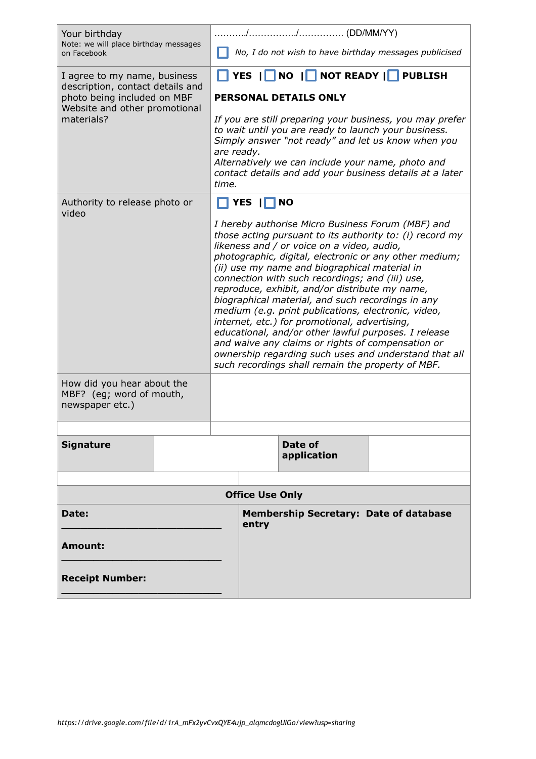| | |
|---|---|
| Your birthday<br>Note: we will place birthday messages on Facebook | ………../……………./…………… (DD/MM/YY)<br>☐ *No, I do not wish to have birthday messages publicised* |
| I agree to my name, business description, contact details and photo being included on MBF Website and other promotional materials? | ☐ **YES** \| ☐ **NO** \| ☐ **NOT READY** \| ☐ **PUBLISH PERSONAL DETAILS ONLY**<br>*If you are still preparing your business, you may prefer to wait until you are ready to launch your business. Simply answer "not ready" and let us know when you are ready.*<br>*Alternatively we can include your name, photo and contact details and add your business details at a later time.* |
| Authority to release photo or video | ☐ **YES** \| ☐ **NO**<br>*I hereby authorise Micro Business Forum (MBF) and those acting pursuant to its authority to: (i) record my likeness and / or voice on a video, audio, photographic, digital, electronic or any other medium; (ii) use my name and biographical material in connection with such recordings; and (iii) use, reproduce, exhibit, and/or distribute my name, biographical material, and such recordings in any medium (e.g. print publications, electronic, video, internet, etc.) for promotional, advertising, educational, and/or other lawful purposes. I release and waive any claims or rights of compensation or ownership regarding such uses and understand that all such recordings shall remain the property of MBF.* |
| How did you hear about the MBF? (eg; word of mouth, newspaper etc.) | |
| | |

| | | | |
|---|---|---|---|
| **Signature** | | **Date of application** | |

| **Office Use Only** | |
|---|---|
| **Date:** \_\_\_\_\_\_\_\_\_\_\_\_\_\_\_\_\_\_\_\_\_\_\_\_\_<br>**Amount:** \_\_\_\_\_\_\_\_\_\_\_\_\_\_\_\_\_\_\_\_\_\_\_\_\_<br>**Receipt Number:** \_\_\_\_\_\_\_\_\_\_\_\_\_\_\_\_\_\_\_\_\_\_\_\_\_ | **Membership Secretary: Date of database entry** |

*https://drive.google.com/file/d/1rA_mFx2yvCvxQYE4ujp_alqmcdogUIGo/view?usp=sharing*